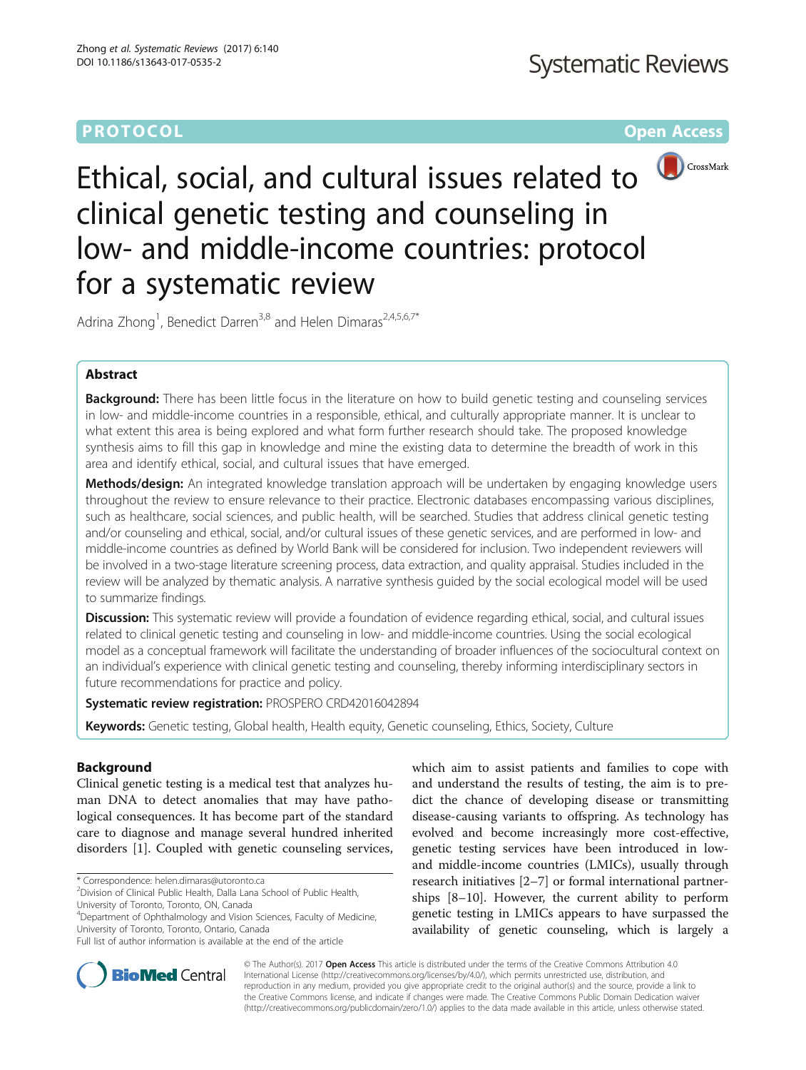PROTOCOL

Open Access

# Ethical, social, and cultural issues related to clinical genetic testing and counseling in low- and middle-income countries: protocol for a systematic review

Adrina Zhong[1], Benedict Darren[3,8] and Helen Dimaras[2,4,5,6,7*]

## Abstract

**Background:** There has been little focus in the literature on how to build genetic testing and counseling services in low- and middle-income countries in a responsible, ethical, and culturally appropriate manner. It is unclear to what extent this area is being explored and what form further research should take. The proposed knowledge synthesis aims to fill this gap in knowledge and mine the existing data to determine the breadth of work in this area and identify ethical, social, and cultural issues that have emerged.

**Methods/design:** An integrated knowledge translation approach will be undertaken by engaging knowledge users throughout the review to ensure relevance to their practice. Electronic databases encompassing various disciplines, such as healthcare, social sciences, and public health, will be searched. Studies that address clinical genetic testing and/or counseling and ethical, social, and/or cultural issues of these genetic services, and are performed in low- and middle-income countries as defined by World Bank will be considered for inclusion. Two independent reviewers will be involved in a two-stage literature screening process, data extraction, and quality appraisal. Studies included in the review will be analyzed by thematic analysis. A narrative synthesis guided by the social ecological model will be used to summarize findings.

**Discussion:** This systematic review will provide a foundation of evidence regarding ethical, social, and cultural issues related to clinical genetic testing and counseling in low- and middle-income countries. Using the social ecological model as a conceptual framework will facilitate the understanding of broader influences of the sociocultural context on an individual's experience with clinical genetic testing and counseling, thereby informing interdisciplinary sectors in future recommendations for practice and policy.

**Systematic review registration:** PROSPERO CRD42016042894

**Keywords:** Genetic testing, Global health, Health equity, Genetic counseling, Ethics, Society, Culture

## Background

Clinical genetic testing is a medical test that analyzes human DNA to detect anomalies that may have pathological consequences. It has become part of the standard care to diagnose and manage several hundred inherited disorders [1]. Coupled with genetic counseling services, which aim to assist patients and families to cope with and understand the results of testing, the aim is to predict the chance of developing disease or transmitting disease-causing variants to offspring. As technology has evolved and become increasingly more cost-effective, genetic testing services have been introduced in low- and middle-income countries (LMICs), usually through research initiatives [2–7] or formal international partnerships [8–10]. However, the current ability to perform genetic testing in LMICs appears to have surpassed the availability of genetic counseling, which is largely a

* Correspondence: helen.dimaras@utoronto.ca
[2]Division of Clinical Public Health, Dalla Lana School of Public Health, University of Toronto, Toronto, ON, Canada
[4]Department of Ophthalmology and Vision Sciences, Faculty of Medicine, University of Toronto, Toronto, Ontario, Canada
Full list of author information is available at the end of the article

© The Author(s). 2017 **Open Access** This article is distributed under the terms of the Creative Commons Attribution 4.0 International License (http://creativecommons.org/licenses/by/4.0/), which permits unrestricted use, distribution, and reproduction in any medium, provided you give appropriate credit to the original author(s) and the source, provide a link to the Creative Commons license, and indicate if changes were made. The Creative Commons Public Domain Dedication waiver (http://creativecommons.org/publicdomain/zero/1.0/) applies to the data made available in this article, unless otherwise stated.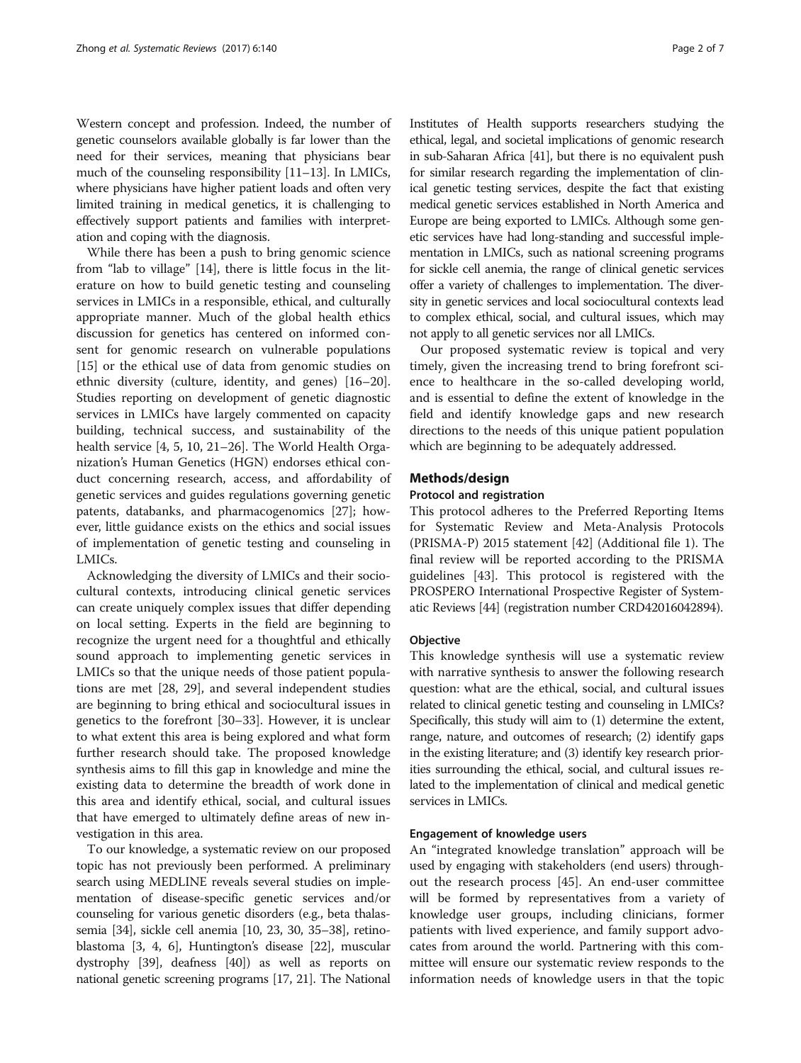Western concept and profession. Indeed, the number of genetic counselors available globally is far lower than the need for their services, meaning that physicians bear much of the counseling responsibility [11–13]. In LMICs, where physicians have higher patient loads and often very limited training in medical genetics, it is challenging to effectively support patients and families with interpretation and coping with the diagnosis.

While there has been a push to bring genomic science from "lab to village" [14], there is little focus in the literature on how to build genetic testing and counseling services in LMICs in a responsible, ethical, and culturally appropriate manner. Much of the global health ethics discussion for genetics has centered on informed consent for genomic research on vulnerable populations [15] or the ethical use of data from genomic studies on ethnic diversity (culture, identity, and genes) [16–20]. Studies reporting on development of genetic diagnostic services in LMICs have largely commented on capacity building, technical success, and sustainability of the health service [4, 5, 10, 21–26]. The World Health Organization's Human Genetics (HGN) endorses ethical conduct concerning research, access, and affordability of genetic services and guides regulations governing genetic patents, databanks, and pharmacogenomics [27]; however, little guidance exists on the ethics and social issues of implementation of genetic testing and counseling in LMICs.

Acknowledging the diversity of LMICs and their sociocultural contexts, introducing clinical genetic services can create uniquely complex issues that differ depending on local setting. Experts in the field are beginning to recognize the urgent need for a thoughtful and ethically sound approach to implementing genetic services in LMICs so that the unique needs of those patient populations are met [28, 29], and several independent studies are beginning to bring ethical and sociocultural issues in genetics to the forefront [30–33]. However, it is unclear to what extent this area is being explored and what form further research should take. The proposed knowledge synthesis aims to fill this gap in knowledge and mine the existing data to determine the breadth of work done in this area and identify ethical, social, and cultural issues that have emerged to ultimately define areas of new investigation in this area.

To our knowledge, a systematic review on our proposed topic has not previously been performed. A preliminary search using MEDLINE reveals several studies on implementation of disease-specific genetic services and/or counseling for various genetic disorders (e.g., beta thalassemia [34], sickle cell anemia [10, 23, 30, 35–38], retinoblastoma [3, 4, 6], Huntington's disease [22], muscular dystrophy [39], deafness [40]) as well as reports on national genetic screening programs [17, 21]. The National Institutes of Health supports researchers studying the ethical, legal, and societal implications of genomic research in sub-Saharan Africa [41], but there is no equivalent push for similar research regarding the implementation of clinical genetic testing services, despite the fact that existing medical genetic services established in North America and Europe are being exported to LMICs. Although some genetic services have had long-standing and successful implementation in LMICs, such as national screening programs for sickle cell anemia, the range of clinical genetic services offer a variety of challenges to implementation. The diversity in genetic services and local sociocultural contexts lead to complex ethical, social, and cultural issues, which may not apply to all genetic services nor all LMICs.

Our proposed systematic review is topical and very timely, given the increasing trend to bring forefront science to healthcare in the so-called developing world, and is essential to define the extent of knowledge in the field and identify knowledge gaps and new research directions to the needs of this unique patient population which are beginning to be adequately addressed.

## Methods/design

### Protocol and registration

This protocol adheres to the Preferred Reporting Items for Systematic Review and Meta-Analysis Protocols (PRISMA-P) 2015 statement [42] (Additional file 1). The final review will be reported according to the PRISMA guidelines [43]. This protocol is registered with the PROSPERO International Prospective Register of Systematic Reviews [44] (registration number CRD42016042894).

### Objective

This knowledge synthesis will use a systematic review with narrative synthesis to answer the following research question: what are the ethical, social, and cultural issues related to clinical genetic testing and counseling in LMICs? Specifically, this study will aim to (1) determine the extent, range, nature, and outcomes of research; (2) identify gaps in the existing literature; and (3) identify key research priorities surrounding the ethical, social, and cultural issues related to the implementation of clinical and medical genetic services in LMICs.

### Engagement of knowledge users

An "integrated knowledge translation" approach will be used by engaging with stakeholders (end users) throughout the research process [45]. An end-user committee will be formed by representatives from a variety of knowledge user groups, including clinicians, former patients with lived experience, and family support advocates from around the world. Partnering with this committee will ensure our systematic review responds to the information needs of knowledge users in that the topic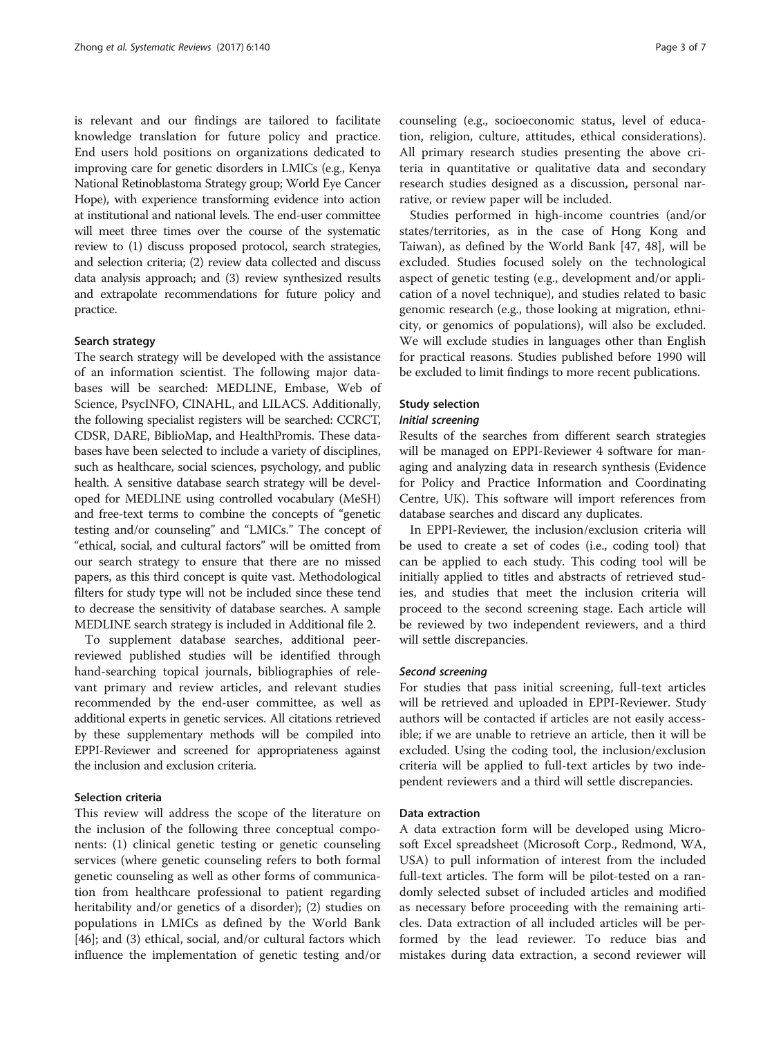is relevant and our findings are tailored to facilitate knowledge translation for future policy and practice. End users hold positions on organizations dedicated to improving care for genetic disorders in LMICs (e.g., Kenya National Retinoblastoma Strategy group; World Eye Cancer Hope), with experience transforming evidence into action at institutional and national levels. The end-user committee will meet three times over the course of the systematic review to (1) discuss proposed protocol, search strategies, and selection criteria; (2) review data collected and discuss data analysis approach; and (3) review synthesized results and extrapolate recommendations for future policy and practice.

### Search strategy

The search strategy will be developed with the assistance of an information scientist. The following major databases will be searched: MEDLINE, Embase, Web of Science, PsycINFO, CINAHL, and LILACS. Additionally, the following specialist registers will be searched: CCRCT, CDSR, DARE, BiblioMap, and HealthPromis. These databases have been selected to include a variety of disciplines, such as healthcare, social sciences, psychology, and public health. A sensitive database search strategy will be developed for MEDLINE using controlled vocabulary (MeSH) and free-text terms to combine the concepts of "genetic testing and/or counseling" and "LMICs." The concept of "ethical, social, and cultural factors" will be omitted from our search strategy to ensure that there are no missed papers, as this third concept is quite vast. Methodological filters for study type will not be included since these tend to decrease the sensitivity of database searches. A sample MEDLINE search strategy is included in Additional file 2.

To supplement database searches, additional peer-reviewed published studies will be identified through hand-searching topical journals, bibliographies of relevant primary and review articles, and relevant studies recommended by the end-user committee, as well as additional experts in genetic services. All citations retrieved by these supplementary methods will be compiled into EPPI-Reviewer and screened for appropriateness against the inclusion and exclusion criteria.

### Selection criteria

This review will address the scope of the literature on the inclusion of the following three conceptual components: (1) clinical genetic testing or genetic counseling services (where genetic counseling refers to both formal genetic counseling as well as other forms of communication from healthcare professional to patient regarding heritability and/or genetics of a disorder); (2) studies on populations in LMICs as defined by the World Bank [46]; and (3) ethical, social, and/or cultural factors which influence the implementation of genetic testing and/or counseling (e.g., socioeconomic status, level of education, religion, culture, attitudes, ethical considerations). All primary research studies presenting the above criteria in quantitative or qualitative data and secondary research studies designed as a discussion, personal narrative, or review paper will be included.

Studies performed in high-income countries (and/or states/territories, as in the case of Hong Kong and Taiwan), as defined by the World Bank [47, 48], will be excluded. Studies focused solely on the technological aspect of genetic testing (e.g., development and/or application of a novel technique), and studies related to basic genomic research (e.g., those looking at migration, ethnicity, or genomics of populations), will also be excluded. We will exclude studies in languages other than English for practical reasons. Studies published before 1990 will be excluded to limit findings to more recent publications.

### Study selection

#### *Initial screening*

Results of the searches from different search strategies will be managed on EPPI-Reviewer 4 software for managing and analyzing data in research synthesis (Evidence for Policy and Practice Information and Coordinating Centre, UK). This software will import references from database searches and discard any duplicates.

In EPPI-Reviewer, the inclusion/exclusion criteria will be used to create a set of codes (i.e., coding tool) that can be applied to each study. This coding tool will be initially applied to titles and abstracts of retrieved studies, and studies that meet the inclusion criteria will proceed to the second screening stage. Each article will be reviewed by two independent reviewers, and a third will settle discrepancies.

#### *Second screening*

For studies that pass initial screening, full-text articles will be retrieved and uploaded in EPPI-Reviewer. Study authors will be contacted if articles are not easily accessible; if we are unable to retrieve an article, then it will be excluded. Using the coding tool, the inclusion/exclusion criteria will be applied to full-text articles by two independent reviewers and a third will settle discrepancies.

### Data extraction

A data extraction form will be developed using Microsoft Excel spreadsheet (Microsoft Corp., Redmond, WA, USA) to pull information of interest from the included full-text articles. The form will be pilot-tested on a randomly selected subset of included articles and modified as necessary before proceeding with the remaining articles. Data extraction of all included articles will be performed by the lead reviewer. To reduce bias and mistakes during data extraction, a second reviewer will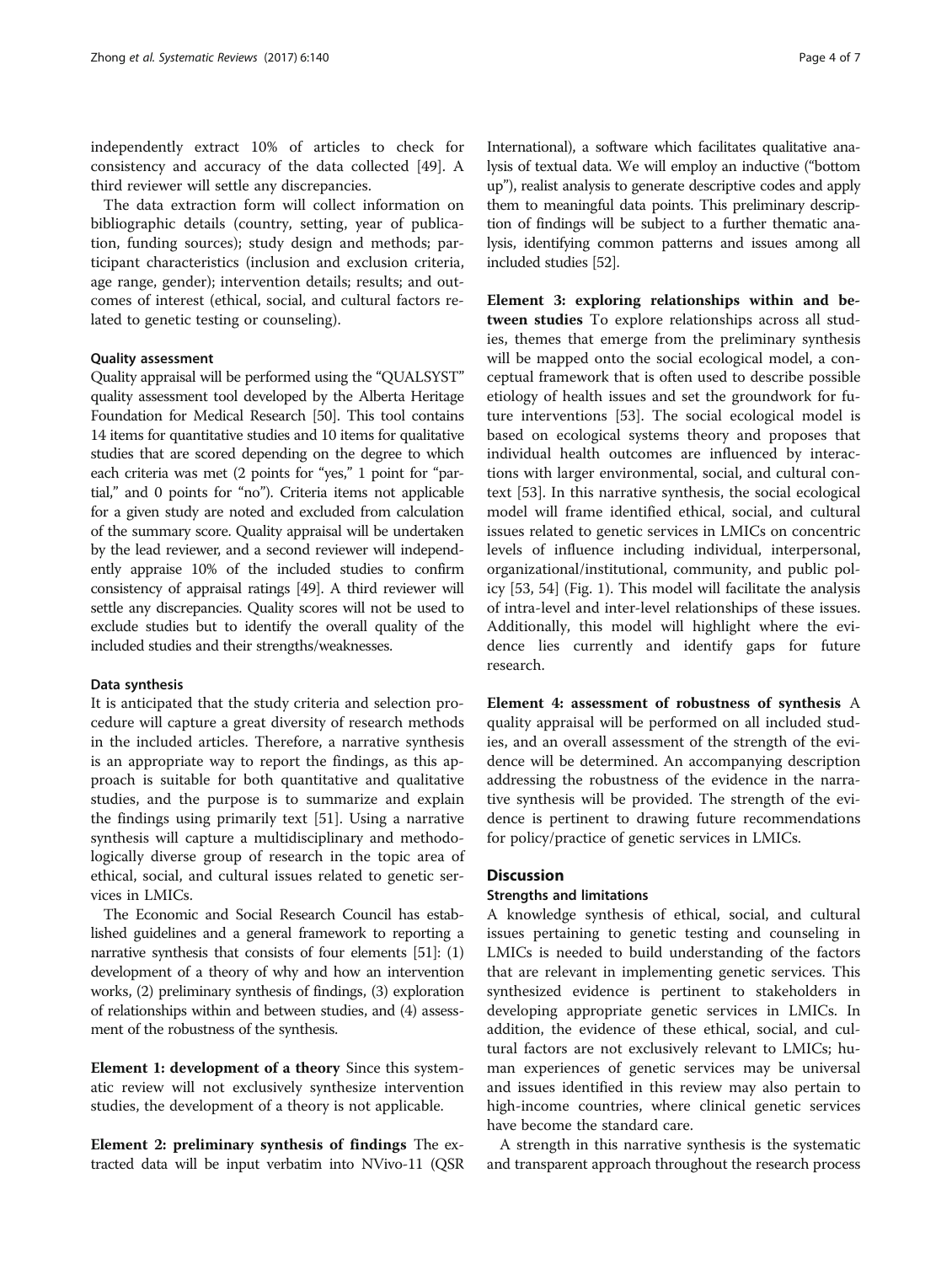independently extract 10% of articles to check for consistency and accuracy of the data collected [49]. A third reviewer will settle any discrepancies.

The data extraction form will collect information on bibliographic details (country, setting, year of publication, funding sources); study design and methods; participant characteristics (inclusion and exclusion criteria, age range, gender); intervention details; results; and outcomes of interest (ethical, social, and cultural factors related to genetic testing or counseling).

### Quality assessment

Quality appraisal will be performed using the "QUALSYST" quality assessment tool developed by the Alberta Heritage Foundation for Medical Research [50]. This tool contains 14 items for quantitative studies and 10 items for qualitative studies that are scored depending on the degree to which each criteria was met (2 points for "yes," 1 point for "partial," and 0 points for "no"). Criteria items not applicable for a given study are noted and excluded from calculation of the summary score. Quality appraisal will be undertaken by the lead reviewer, and a second reviewer will independently appraise 10% of the included studies to confirm consistency of appraisal ratings [49]. A third reviewer will settle any discrepancies. Quality scores will not be used to exclude studies but to identify the overall quality of the included studies and their strengths/weaknesses.

### Data synthesis

It is anticipated that the study criteria and selection procedure will capture a great diversity of research methods in the included articles. Therefore, a narrative synthesis is an appropriate way to report the findings, as this approach is suitable for both quantitative and qualitative studies, and the purpose is to summarize and explain the findings using primarily text [51]. Using a narrative synthesis will capture a multidisciplinary and methodologically diverse group of research in the topic area of ethical, social, and cultural issues related to genetic services in LMICs.

The Economic and Social Research Council has established guidelines and a general framework to reporting a narrative synthesis that consists of four elements [51]: (1) development of a theory of why and how an intervention works, (2) preliminary synthesis of findings, (3) exploration of relationships within and between studies, and (4) assessment of the robustness of the synthesis.

**Element 1: development of a theory** Since this systematic review will not exclusively synthesize intervention studies, the development of a theory is not applicable.

**Element 2: preliminary synthesis of findings** The extracted data will be input verbatim into NVivo-11 (QSR International), a software which facilitates qualitative analysis of textual data. We will employ an inductive ("bottom up"), realist analysis to generate descriptive codes and apply them to meaningful data points. This preliminary description of findings will be subject to a further thematic analysis, identifying common patterns and issues among all included studies [52].

**Element 3: exploring relationships within and between studies** To explore relationships across all studies, themes that emerge from the preliminary synthesis will be mapped onto the social ecological model, a conceptual framework that is often used to describe possible etiology of health issues and set the groundwork for future interventions [53]. The social ecological model is based on ecological systems theory and proposes that individual health outcomes are influenced by interactions with larger environmental, social, and cultural context [53]. In this narrative synthesis, the social ecological model will frame identified ethical, social, and cultural issues related to genetic services in LMICs on concentric levels of influence including individual, interpersonal, organizational/institutional, community, and public policy [53, 54] (Fig. 1). This model will facilitate the analysis of intra-level and inter-level relationships of these issues. Additionally, this model will highlight where the evidence lies currently and identify gaps for future research.

**Element 4: assessment of robustness of synthesis** A quality appraisal will be performed on all included studies, and an overall assessment of the strength of the evidence will be determined. An accompanying description addressing the robustness of the evidence in the narrative synthesis will be provided. The strength of the evidence is pertinent to drawing future recommendations for policy/practice of genetic services in LMICs.

## Discussion

### Strengths and limitations

A knowledge synthesis of ethical, social, and cultural issues pertaining to genetic testing and counseling in LMICs is needed to build understanding of the factors that are relevant in implementing genetic services. This synthesized evidence is pertinent to stakeholders in developing appropriate genetic services in LMICs. In addition, the evidence of these ethical, social, and cultural factors are not exclusively relevant to LMICs; human experiences of genetic services may be universal and issues identified in this review may also pertain to high-income countries, where clinical genetic services have become the standard care.

A strength in this narrative synthesis is the systematic and transparent approach throughout the research process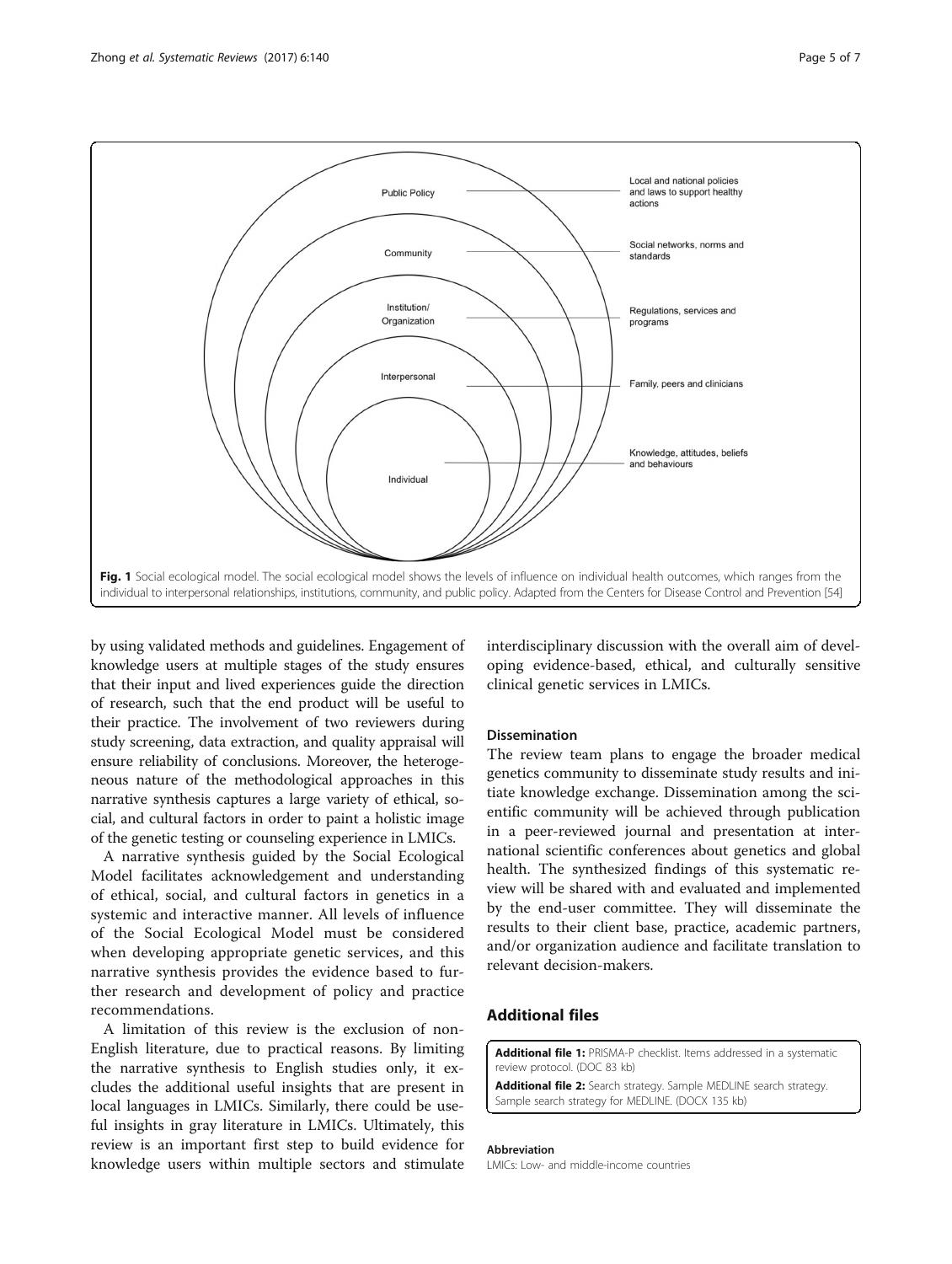Public Policy — Local and national policies and laws to support healthy actions

Community — Social networks, norms and standards

Institution/Organization — Regulations, services and programs

Interpersonal — Family, peers and clinicians

Individual — Knowledge, attitudes, beliefs and behaviours

**Fig. 1** Social ecological model. The social ecological model shows the levels of influence on individual health outcomes, which ranges from the individual to interpersonal relationships, institutions, community, and public policy. Adapted from the Centers for Disease Control and Prevention [54]

by using validated methods and guidelines. Engagement of knowledge users at multiple stages of the study ensures that their input and lived experiences guide the direction of research, such that the end product will be useful to their practice. The involvement of two reviewers during study screening, data extraction, and quality appraisal will ensure reliability of conclusions. Moreover, the heterogeneous nature of the methodological approaches in this narrative synthesis captures a large variety of ethical, social, and cultural factors in order to paint a holistic image of the genetic testing or counseling experience in LMICs.

A narrative synthesis guided by the Social Ecological Model facilitates acknowledgement and understanding of ethical, social, and cultural factors in genetics in a systemic and interactive manner. All levels of influence of the Social Ecological Model must be considered when developing appropriate genetic services, and this narrative synthesis provides the evidence based to further research and development of policy and practice recommendations.

A limitation of this review is the exclusion of non-English literature, due to practical reasons. By limiting the narrative synthesis to English studies only, it excludes the additional useful insights that are present in local languages in LMICs. Similarly, there could be useful insights in gray literature in LMICs. Ultimately, this review is an important first step to build evidence for knowledge users within multiple sectors and stimulate interdisciplinary discussion with the overall aim of developing evidence-based, ethical, and culturally sensitive clinical genetic services in LMICs.

### Dissemination

The review team plans to engage the broader medical genetics community to disseminate study results and initiate knowledge exchange. Dissemination among the scientific community will be achieved through publication in a peer-reviewed journal and presentation at international scientific conferences about genetics and global health. The synthesized findings of this systematic review will be shared with and evaluated and implemented by the end-user committee. They will disseminate the results to their client base, practice, academic partners, and/or organization audience and facilitate translation to relevant decision-makers.

## Additional files

**Additional file 1:** PRISMA-P checklist. Items addressed in a systematic review protocol. (DOC 83 kb)

**Additional file 2:** Search strategy. Sample MEDLINE search strategy. Sample search strategy for MEDLINE. (DOCX 135 kb)

#### Abbreviation

LMICs: Low- and middle-income countries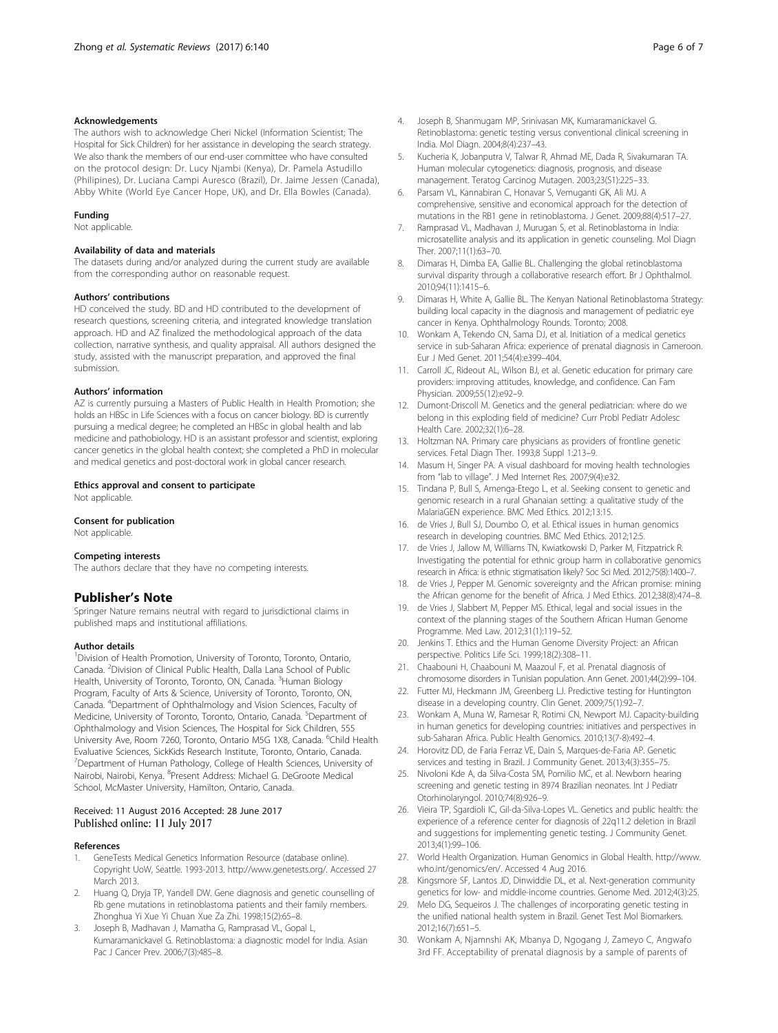#### Acknowledgements

The authors wish to acknowledge Cheri Nickel (Information Scientist; The Hospital for Sick Children) for her assistance in developing the search strategy. We also thank the members of our end-user committee who have consulted on the protocol design: Dr. Lucy Njambi (Kenya), Dr. Pamela Astudillo (Philipines), Dr. Luciana Campi Auresco (Brazil), Dr. Jaime Jessen (Canada), Abby White (World Eye Cancer Hope, UK), and Dr. Ella Bowles (Canada).

#### Funding

Not applicable.

#### Availability of data and materials

The datasets during and/or analyzed during the current study are available from the corresponding author on reasonable request.

#### Authors' contributions

HD conceived the study. BD and HD contributed to the development of research questions, screening criteria, and integrated knowledge translation approach. HD and AZ finalized the methodological approach of the data collection, narrative synthesis, and quality appraisal. All authors designed the study, assisted with the manuscript preparation, and approved the final submission.

#### Authors' information

AZ is currently pursuing a Masters of Public Health in Health Promotion; she holds an HBSc in Life Sciences with a focus on cancer biology. BD is currently pursuing a medical degree; he completed an HBSc in global health and lab medicine and pathobiology. HD is an assistant professor and scientist, exploring cancer genetics in the global health context; she completed a PhD in molecular and medical genetics and post-doctoral work in global cancer research.

#### Ethics approval and consent to participate

Not applicable.

#### Consent for publication

Not applicable.

#### Competing interests

The authors declare that they have no competing interests.

## Publisher's Note

Springer Nature remains neutral with regard to jurisdictional claims in published maps and institutional affiliations.

#### Author details

[1]Division of Health Promotion, University of Toronto, Toronto, Ontario, Canada. [2]Division of Clinical Public Health, Dalla Lana School of Public Health, University of Toronto, Toronto, ON, Canada. [3]Human Biology Program, Faculty of Arts & Science, University of Toronto, Toronto, ON, Canada. [4]Department of Ophthalmology and Vision Sciences, Faculty of Medicine, University of Toronto, Toronto, Ontario, Canada. [5]Department of Ophthalmology and Vision Sciences, The Hospital for Sick Children, 555 University Ave, Room 7260, Toronto, Ontario M5G 1X8, Canada. [6]Child Health Evaluative Sciences, SickKids Research Institute, Toronto, Ontario, Canada. [7]Department of Human Pathology, College of Health Sciences, University of Nairobi, Nairobi, Kenya. [8]Present Address: Michael G. DeGroote Medical School, McMaster University, Hamilton, Ontario, Canada.

Received: 11 August 2016 Accepted: 28 June 2017
Published online: 11 July 2017

#### References

1. GeneTests Medical Genetics Information Resource (database online). Copyright UoW, Seattle. 1993-2013. http://www.genetests.org/. Accessed 27 March 2013.
2. Huang Q, Dryja TP, Yandell DW. Gene diagnosis and genetic counselling of Rb gene mutations in retinoblastoma patients and their family members. Zhonghua Yi Xue Yi Chuan Xue Za Zhi. 1998;15(2):65–8.
3. Joseph B, Madhavan J, Mamatha G, Ramprasad VL, Gopal L, Kumaramanickavel G. Retinoblastoma: a diagnostic model for India. Asian Pac J Cancer Prev. 2006;7(3):485–8.
4. Joseph B, Shanmugam MP, Srinivasan MK, Kumaramanickavel G. Retinoblastoma: genetic testing versus conventional clinical screening in India. Mol Diagn. 2004;8(4):237–43.
5. Kucheria K, Jobanputra V, Talwar R, Ahmad ME, Dada R, Sivakumaran TA. Human molecular cytogenetics: diagnosis, prognosis, and disease management. Teratog Carcinog Mutagen. 2003;23(S1):225–33.
6. Parsam VL, Kannabiran C, Honavar S, Vemuganti GK, Ali MJ. A comprehensive, sensitive and economical approach for the detection of mutations in the RB1 gene in retinoblastoma. J Genet. 2009;88(4):517–27.
7. Ramprasad VL, Madhavan J, Murugan S, et al. Retinoblastoma in India: microsatellite analysis and its application in genetic counseling. Mol Diagn Ther. 2007;11(1):63–70.
8. Dimaras H, Dimba EA, Gallie BL. Challenging the global retinoblastoma survival disparity through a collaborative research effort. Br J Ophthalmol. 2010;94(11):1415–6.
9. Dimaras H, White A, Gallie BL. The Kenyan National Retinoblastoma Strategy: building local capacity in the diagnosis and management of pediatric eye cancer in Kenya. Ophthalmology Rounds. Toronto; 2008.
10. Wonkam A, Tekendo CN, Sama DJ, et al. Initiation of a medical genetics service in sub-Saharan Africa: experience of prenatal diagnosis in Cameroon. Eur J Med Genet. 2011;54(4):e399–404.
11. Carroll JC, Rideout AL, Wilson BJ, et al. Genetic education for primary care providers: improving attitudes, knowledge, and confidence. Can Fam Physician. 2009;55(12):e92–9.
12. Dumont-Driscoll M. Genetics and the general pediatrician: where do we belong in this exploding field of medicine? Curr Probl Pediatr Adolesc Health Care. 2002;32(1):6–28.
13. Holtzman NA. Primary care physicians as providers of frontline genetic services. Fetal Diagn Ther. 1993;8 Suppl 1:213–9.
14. Masum H, Singer PA. A visual dashboard for moving health technologies from "lab to village". J Med Internet Res. 2007;9(4):e32.
15. Tindana P, Bull S, Amenga-Etego L, et al. Seeking consent to genetic and genomic research in a rural Ghanaian setting: a qualitative study of the MalariaGEN experience. BMC Med Ethics. 2012;13:15.
16. de Vries J, Bull SJ, Doumbo O, et al. Ethical issues in human genomics research in developing countries. BMC Med Ethics. 2012;12:5.
17. de Vries J, Jallow M, Williams TN, Kwiatkowski D, Parker M, Fitzpatrick R. Investigating the potential for ethnic group harm in collaborative genomics research in Africa: is ethnic stigmatisation likely? Soc Sci Med. 2012;75(8):1400–7.
18. de Vries J, Pepper M. Genomic sovereignty and the African promise: mining the African genome for the benefit of Africa. J Med Ethics. 2012;38(8):474–8.
19. de Vries J, Slabbert M, Pepper MS. Ethical, legal and social issues in the context of the planning stages of the Southern African Human Genome Programme. Med Law. 2012;31(1):119–52.
20. Jenkins T. Ethics and the Human Genome Diversity Project: an African perspective. Politics Life Sci. 1999;18(2):308–11.
21. Chaabouni H, Chaabouni M, Maazoul F, et al. Prenatal diagnosis of chromosome disorders in Tunisian population. Ann Genet. 2001;44(2):99–104.
22. Futter MJ, Heckmann JM, Greenberg LJ. Predictive testing for Huntington disease in a developing country. Clin Genet. 2009;75(1):92–7.
23. Wonkam A, Muna W, Ramesar R, Rotimi CN, Newport MJ. Capacity-building in human genetics for developing countries: initiatives and perspectives in sub-Saharan Africa. Public Health Genomics. 2010;13(7-8):492–4.
24. Horovitz DD, de Faria Ferraz VE, Dain S, Marques-de-Faria AP. Genetic services and testing in Brazil. J Community Genet. 2013;4(3):355–75.
25. Nivoloni Kde A, da Silva-Costa SM, Pomilio MC, et al. Newborn hearing screening and genetic testing in 8974 Brazilian neonates. Int J Pediatr Otorhinolaryngol. 2010;74(8):926–9.
26. Vieira TP, Sgardioli IC, Gil-da-Silva-Lopes VL. Genetics and public health: the experience of a reference center for diagnosis of 22q11.2 deletion in Brazil and suggestions for implementing genetic testing. J Community Genet. 2013;4(1):99–106.
27. World Health Organization. Human Genomics in Global Health. http://www.who.int/genomics/en/. Accessed 4 Aug 2016.
28. Kingsmore SF, Lantos JD, Dinwiddie DL, et al. Next-generation community genetics for low- and middle-income countries. Genome Med. 2012;4(3):25.
29. Melo DG, Sequeiros J. The challenges of incorporating genetic testing in the unified national health system in Brazil. Genet Test Mol Biomarkers. 2012;16(7):651–5.
30. Wonkam A, Njamnshi AK, Mbanya D, Ngogang J, Zameyo C, Angwafo 3rd FF. Acceptability of prenatal diagnosis by a sample of parents of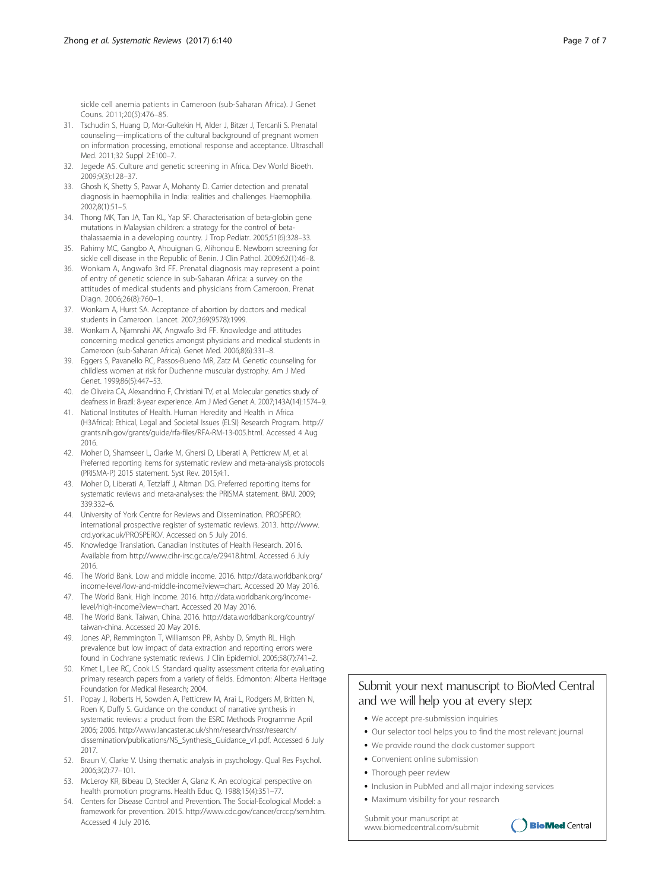sickle cell anemia patients in Cameroon (sub-Saharan Africa). J Genet Couns. 2011;20(5):476–85.

31. Tschudin S, Huang D, Mor-Gultekin H, Alder J, Bitzer J, Tercanli S. Prenatal counseling—implications of the cultural background of pregnant women on information processing, emotional response and acceptance. Ultraschall Med. 2011;32 Suppl 2:E100–7.
32. Jegede AS. Culture and genetic screening in Africa. Dev World Bioeth. 2009;9(3):128–37.
33. Ghosh K, Shetty S, Pawar A, Mohanty D. Carrier detection and prenatal diagnosis in haemophilia in India: realities and challenges. Haemophilia. 2002;8(1):51–5.
34. Thong MK, Tan JA, Tan KL, Yap SF. Characterisation of beta-globin gene mutations in Malaysian children: a strategy for the control of beta-thalassaemia in a developing country. J Trop Pediatr. 2005;51(6):328–33.
35. Rahimy MC, Gangbo A, Ahouignan G, Alihonou E. Newborn screening for sickle cell disease in the Republic of Benin. J Clin Pathol. 2009;62(1):46–8.
36. Wonkam A, Angwafo 3rd FF. Prenatal diagnosis may represent a point of entry of genetic science in sub-Saharan Africa: a survey on the attitudes of medical students and physicians from Cameroon. Prenat Diagn. 2006;26(8):760–1.
37. Wonkam A, Hurst SA. Acceptance of abortion by doctors and medical students in Cameroon. Lancet. 2007;369(9578):1999.
38. Wonkam A, Njamnshi AK, Angwafo 3rd FF. Knowledge and attitudes concerning medical genetics amongst physicians and medical students in Cameroon (sub-Saharan Africa). Genet Med. 2006;8(6):331–8.
39. Eggers S, Pavanello RC, Passos-Bueno MR, Zatz M. Genetic counseling for childless women at risk for Duchenne muscular dystrophy. Am J Med Genet. 1999;86(5):447–53.
40. de Oliveira CA, Alexandrino F, Christiani TV, et al. Molecular genetics study of deafness in Brazil: 8-year experience. Am J Med Genet A. 2007;143A(14):1574–9.
41. National Institutes of Health. Human Heredity and Health in Africa (H3Africa): Ethical, Legal and Societal Issues (ELSI) Research Program. http://grants.nih.gov/grants/guide/rfa-files/RFA-RM-13-005.html. Accessed 4 Aug 2016.
42. Moher D, Shamseer L, Clarke M, Ghersi D, Liberati A, Petticrew M, et al. Preferred reporting items for systematic review and meta-analysis protocols (PRISMA-P) 2015 statement. Syst Rev. 2015;4:1.
43. Moher D, Liberati A, Tetzlaff J, Altman DG. Preferred reporting items for systematic reviews and meta-analyses: the PRISMA statement. BMJ. 2009;339:332–6.
44. University of York Centre for Reviews and Dissemination. PROSPERO: international prospective register of systematic reviews. 2013. http://www.crd.york.ac.uk/PROSPERO/. Accessed on 5 July 2016.
45. Knowledge Translation. Canadian Institutes of Health Research. 2016. Available from http://www.cihr-irsc.gc.ca/e/29418.html. Accessed 6 July 2016.
46. The World Bank. Low and middle income. 2016. http://data.worldbank.org/income-level/low-and-middle-income?view=chart. Accessed 20 May 2016.
47. The World Bank. High income. 2016. http://data.worldbank.org/income-level/high-income?view=chart. Accessed 20 May 2016.
48. The World Bank. Taiwan, China. 2016. http://data.worldbank.org/country/taiwan-china. Accessed 20 May 2016.
49. Jones AP, Remmington T, Williamson PR, Ashby D, Smyth RL. High prevalence but low impact of data extraction and reporting errors were found in Cochrane systematic reviews. J Clin Epidemiol. 2005;58(7):741–2.
50. Kmet L, Lee RC, Cook LS. Standard quality assessment criteria for evaluating primary research papers from a variety of fields. Edmonton: Alberta Heritage Foundation for Medical Research; 2004.
51. Popay J, Roberts H, Sowden A, Petticrew M, Arai L, Rodgers M, Britten N, Roen K, Duffy S. Guidance on the conduct of narrative synthesis in systematic reviews: a product from the ESRC Methods Programme April 2006; 2006. http://www.lancaster.ac.uk/shm/research/nssr/research/dissemination/publications/NS_Synthesis_Guidance_v1.pdf. Accessed 6 July 2017.
52. Braun V, Clarke V. Using thematic analysis in psychology. Qual Res Psychol. 2006;3(2):77–101.
53. McLeroy KR, Bibeau D, Steckler A, Glanz K. An ecological perspective on health promotion programs. Health Educ Q. 1988;15(4):351–77.
54. Centers for Disease Control and Prevention. The Social-Ecological Model: a framework for prevention. 2015. http://www.cdc.gov/cancer/crccp/sem.htm. Accessed 4 July 2016.

Submit your next manuscript to BioMed Central and we will help you at every step:

- We accept pre-submission inquiries
- Our selector tool helps you to find the most relevant journal
- We provide round the clock customer support
- Convenient online submission
- Thorough peer review
- Inclusion in PubMed and all major indexing services
- Maximum visibility for your research

Submit your manuscript at www.biomedcentral.com/submit

BioMed Central